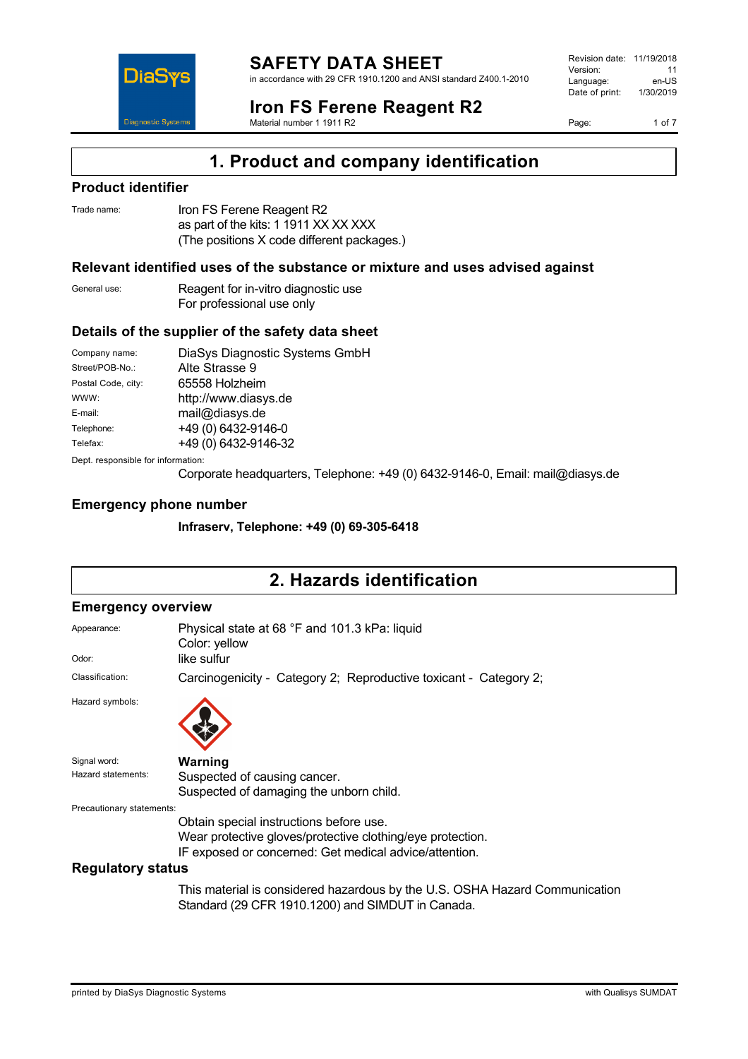# SAFETY DATA SHEET

in accordance with 29 CFR 1910.1200 and ANSI standard Z400.1-2010

| | |
|---|---|
| Revision date: | 11/19/2018 |
| Version: | 11 |
| Language: | en-US |
| Date of print: | 1/30/2019 |

# Iron FS Ferene Reagent R2

Material number 1 1911 R2

## 1. Product and company identification

### Product identifier

Trade name: Iron FS Ferene Reagent R2
as part of the kits: 1 1911 XX XX XXX
(The positions X code different packages.)

### Relevant identified uses of the substance or mixture and uses advised against

General use: Reagent for in-vitro diagnostic use
For professional use only

### Details of the supplier of the safety data sheet

| | |
|---|---|
| Company name: | DiaSys Diagnostic Systems GmbH |
| Street/POB-No.: | Alte Strasse 9 |
| Postal Code, city: | 65558 Holzheim |
| WWW: | http://www.diasys.de |
| E-mail: | mail@diasys.de |
| Telephone: | +49 (0) 6432-9146-0 |
| Telefax: | +49 (0) 6432-9146-32 |

Dept. responsible for information:
Corporate headquarters, Telephone: +49 (0) 6432-9146-0, Email: mail@diasys.de

### Emergency phone number

**Infraserv, Telephone: +49 (0) 69-305-6418**

## 2. Hazards identification

### Emergency overview

Appearance: Physical state at 68 °F and 101.3 kPa: liquid
Color: yellow

Odor: like sulfur

Classification: Carcinogenicity - Category 2; Reproductive toxicant - Category 2;

Hazard symbols:

Signal word: **Warning**

Hazard statements: Suspected of causing cancer.
Suspected of damaging the unborn child.

Precautionary statements:
Obtain special instructions before use.
Wear protective gloves/protective clothing/eye protection.
IF exposed or concerned: Get medical advice/attention.

### Regulatory status

This material is considered hazardous by the U.S. OSHA Hazard Communication Standard (29 CFR 1910.1200) and SIMDUT in Canada.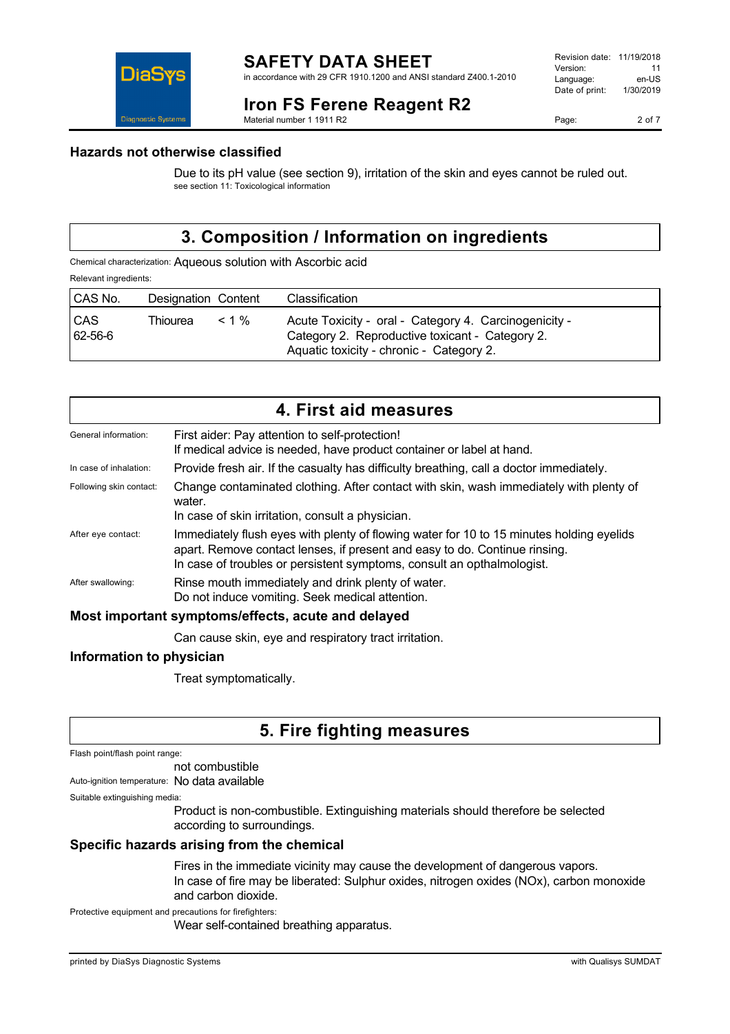### Hazards not otherwise classified

Due to its pH value (see section 9), irritation of the skin and eyes cannot be ruled out.
see section 11: Toxicological information

## 3. Composition / Information on ingredients

Chemical characterization: Aqueous solution with Ascorbic acid

Relevant ingredients:

| CAS No. | Designation | Content | Classification |
|---|---|---|---|
| CAS 62-56-6 | Thiourea | < 1 % | Acute Toxicity - oral - Category 4. Carcinogenicity - Category 2. Reproductive toxicant - Category 2. Aquatic toxicity - chronic - Category 2. |

## 4. First aid measures

General information: First aider: Pay attention to self-protection!
If medical advice is needed, have product container or label at hand.

In case of inhalation: Provide fresh air. If the casualty has difficulty breathing, call a doctor immediately.

Following skin contact: Change contaminated clothing. After contact with skin, wash immediately with plenty of water.
In case of skin irritation, consult a physician.

After eye contact: Immediately flush eyes with plenty of flowing water for 10 to 15 minutes holding eyelids apart. Remove contact lenses, if present and easy to do. Continue rinsing.
In case of troubles or persistent symptoms, consult an opthalmologist.

After swallowing: Rinse mouth immediately and drink plenty of water.
Do not induce vomiting. Seek medical attention.

### Most important symptoms/effects, acute and delayed

Can cause skin, eye and respiratory tract irritation.

### Information to physician

Treat symptomatically.

## 5. Fire fighting measures

Flash point/flash point range:
not combustible

Auto-ignition temperature: No data available

Suitable extinguishing media:
Product is non-combustible. Extinguishing materials should therefore be selected according to surroundings.

### Specific hazards arising from the chemical

Fires in the immediate vicinity may cause the development of dangerous vapors.
In case of fire may be liberated: Sulphur oxides, nitrogen oxides (NOx), carbon monoxide and carbon dioxide.

Protective equipment and precautions for firefighters:
Wear self-contained breathing apparatus.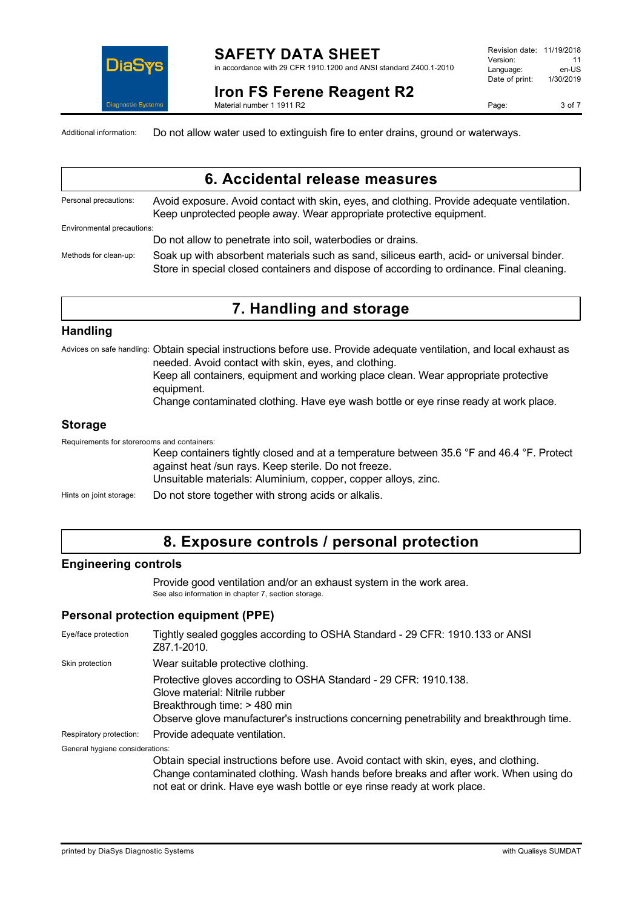Additional information: Do not allow water used to extinguish fire to enter drains, ground or waterways.

## 6. Accidental release measures

Personal precautions: Avoid exposure. Avoid contact with skin, eyes, and clothing. Provide adequate ventilation. Keep unprotected people away. Wear appropriate protective equipment.

Environmental precautions:

Do not allow to penetrate into soil, waterbodies or drains.

Methods for clean-up: Soak up with absorbent materials such as sand, siliceous earth, acid- or universal binder. Store in special closed containers and dispose of according to ordinance. Final cleaning.

## 7. Handling and storage

### Handling

Advices on safe handling: Obtain special instructions before use. Provide adequate ventilation, and local exhaust as needed. Avoid contact with skin, eyes, and clothing.
Keep all containers, equipment and working place clean. Wear appropriate protective equipment.
Change contaminated clothing. Have eye wash bottle or eye rinse ready at work place.

### Storage

Requirements for storerooms and containers:

Keep containers tightly closed and at a temperature between 35.6 °F and 46.4 °F. Protect against heat /sun rays. Keep sterile. Do not freeze.
Unsuitable materials: Aluminium, copper, copper alloys, zinc.

Hints on joint storage: Do not store together with strong acids or alkalis.

## 8. Exposure controls / personal protection

### Engineering controls

Provide good ventilation and/or an exhaust system in the work area.
See also information in chapter 7, section storage.

### Personal protection equipment (PPE)

Eye/face protection: Tightly sealed goggles according to OSHA Standard - 29 CFR: 1910.133 or ANSI Z87.1-2010.

Skin protection: Wear suitable protective clothing.

Protective gloves according to OSHA Standard - 29 CFR: 1910.138.
Glove material: Nitrile rubber
Breakthrough time: > 480 min
Observe glove manufacturer's instructions concerning penetrability and breakthrough time.

Respiratory protection: Provide adequate ventilation.

General hygiene considerations:

Obtain special instructions before use. Avoid contact with skin, eyes, and clothing.
Change contaminated clothing. Wash hands before breaks and after work. When using do not eat or drink. Have eye wash bottle or eye rinse ready at work place.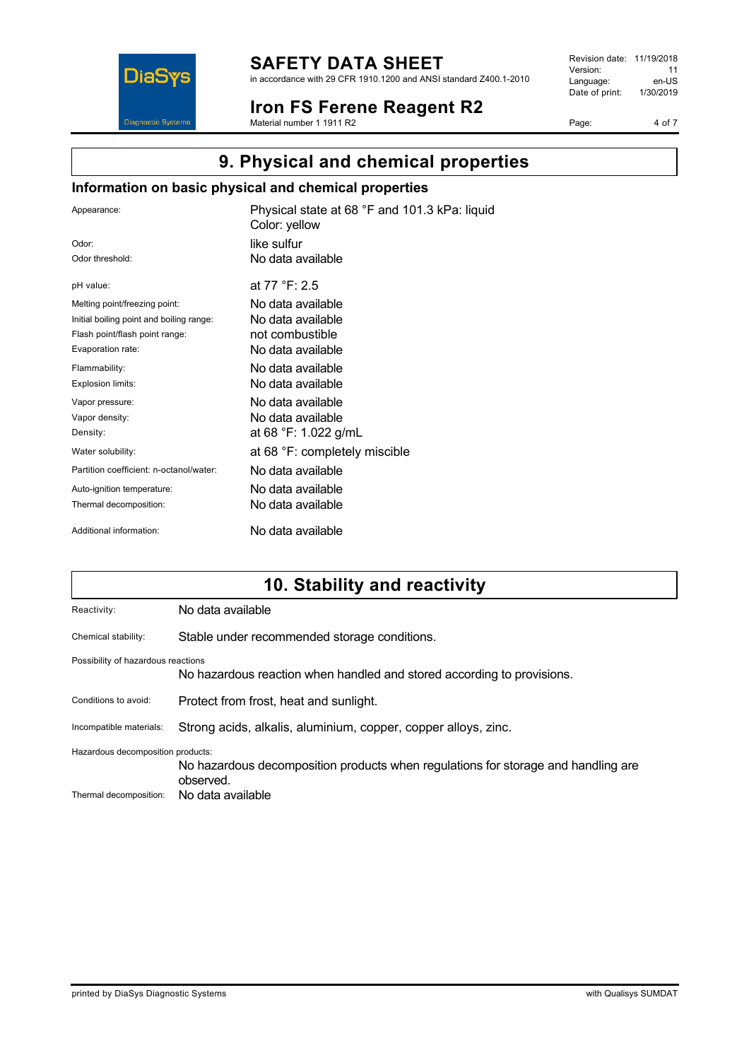## 9. Physical and chemical properties

### Information on basic physical and chemical properties

| | |
|---|---|
| Appearance: | Physical state at 68 °F and 101.3 kPa: liquid<br>Color: yellow |
| Odor: | like sulfur |
| Odor threshold: | No data available |
| pH value: | at 77 °F: 2.5 |
| Melting point/freezing point: | No data available |
| Initial boiling point and boiling range: | No data available |
| Flash point/flash point range: | not combustible |
| Evaporation rate: | No data available |
| Flammability: | No data available |
| Explosion limits: | No data available |
| Vapor pressure: | No data available |
| Vapor density: | No data available |
| Density: | at 68 °F: 1.022 g/mL |
| Water solubility: | at 68 °F: completely miscible |
| Partition coefficient: n-octanol/water: | No data available |
| Auto-ignition temperature: | No data available |
| Thermal decomposition: | No data available |
| Additional information: | No data available |

## 10. Stability and reactivity

Reactivity: No data available

Chemical stability: Stable under recommended storage conditions.

Possibility of hazardous reactions

No hazardous reaction when handled and stored according to provisions.

Conditions to avoid: Protect from frost, heat and sunlight.

Incompatible materials: Strong acids, alkalis, aluminium, copper, copper alloys, zinc.

Hazardous decomposition products:

No hazardous decomposition products when regulations for storage and handling are observed.

Thermal decomposition: No data available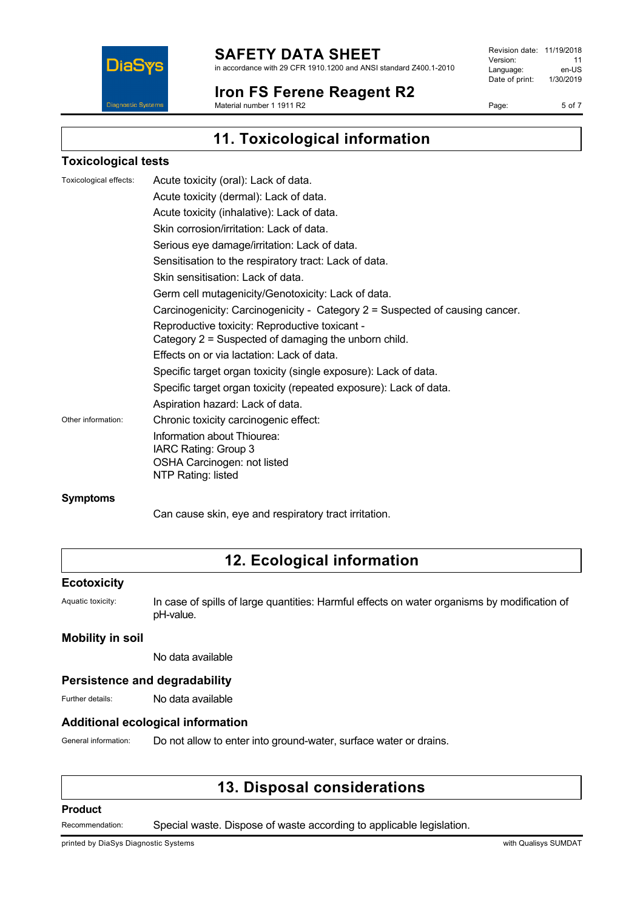# 11. Toxicological information

## Toxicological tests

Toxicological effects:

Acute toxicity (oral): Lack of data.

Acute toxicity (dermal): Lack of data.

Acute toxicity (inhalative): Lack of data.

Skin corrosion/irritation: Lack of data.

Serious eye damage/irritation: Lack of data.

Sensitisation to the respiratory tract: Lack of data.

Skin sensitisation: Lack of data.

Germ cell mutagenicity/Genotoxicity: Lack of data.

Carcinogenicity: Carcinogenicity - Category 2 = Suspected of causing cancer.

Reproductive toxicity: Reproductive toxicant -
Category 2 = Suspected of damaging the unborn child.

Effects on or via lactation: Lack of data.

Specific target organ toxicity (single exposure): Lack of data.

Specific target organ toxicity (repeated exposure): Lack of data.

Aspiration hazard: Lack of data.

Other information:

Chronic toxicity carcinogenic effect:

Information about Thiourea:
IARC Rating: Group 3
OSHA Carcinogen: not listed
NTP Rating: listed

## Symptoms

Can cause skin, eye and respiratory tract irritation.

# 12. Ecological information

## Ecotoxicity

Aquatic toxicity: In case of spills of large quantities: Harmful effects on water organisms by modification of pH-value.

## Mobility in soil

No data available

## Persistence and degradability

Further details: No data available

## Additional ecological information

General information: Do not allow to enter into ground-water, surface water or drains.

# 13. Disposal considerations

## Product

Recommendation: Special waste. Dispose of waste according to applicable legislation.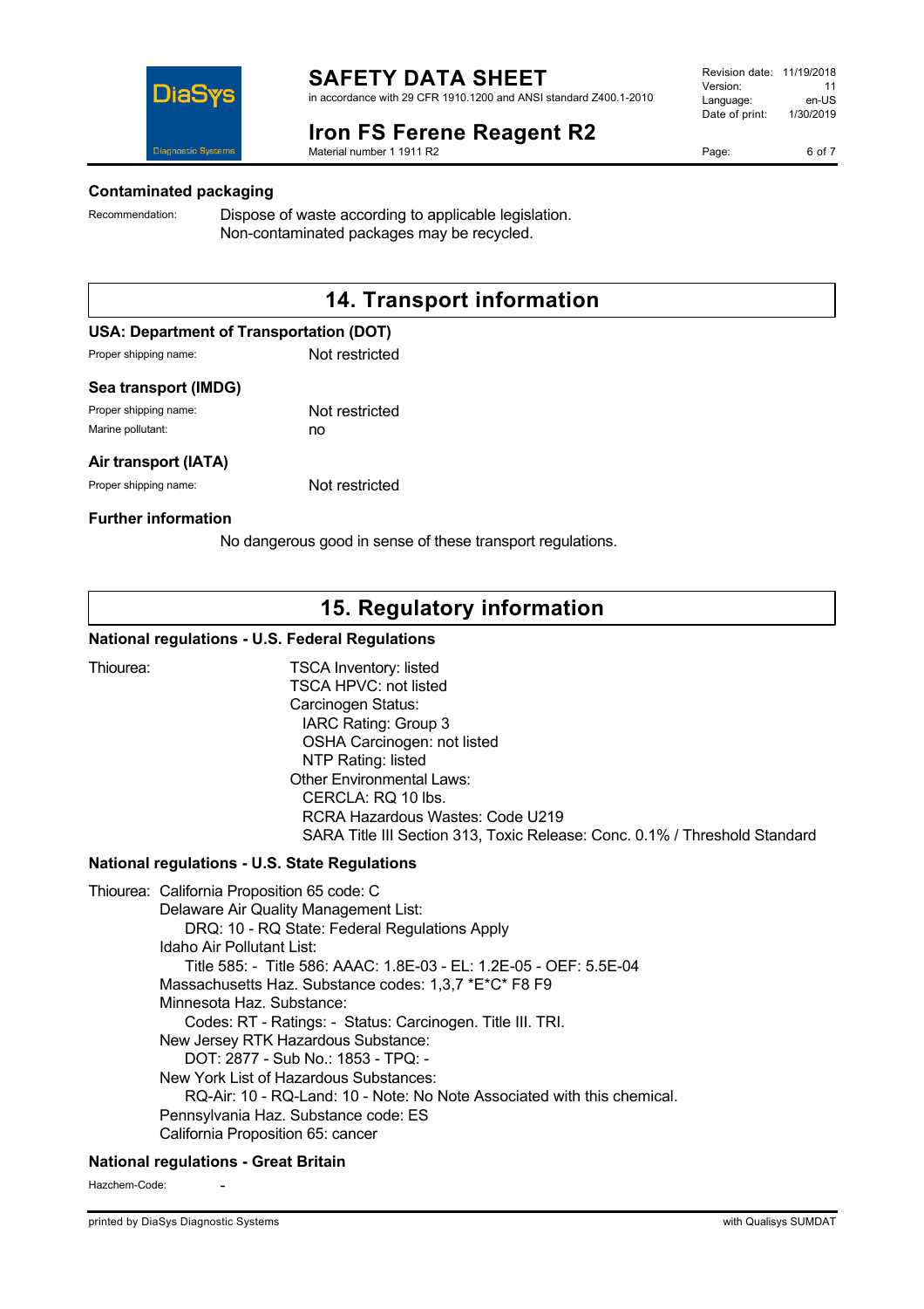### Contaminated packaging

Recommendation: Dispose of waste according to applicable legislation.
Non-contaminated packages may be recycled.

## 14. Transport information

### USA: Department of Transportation (DOT)

Proper shipping name: Not restricted

### Sea transport (IMDG)

Proper shipping name: Not restricted
Marine pollutant: no

### Air transport (IATA)

Proper shipping name: Not restricted

### Further information

No dangerous good in sense of these transport regulations.

## 15. Regulatory information

### National regulations - U.S. Federal Regulations

Thiourea:
- TSCA Inventory: listed
- TSCA HPVC: not listed
- Carcinogen Status:
  - IARC Rating: Group 3
  - OSHA Carcinogen: not listed
  - NTP Rating: listed
- Other Environmental Laws:
  - CERCLA: RQ 10 lbs.
  - RCRA Hazardous Wastes: Code U219
  - SARA Title III Section 313, Toxic Release: Conc. 0.1% / Threshold Standard

### National regulations - U.S. State Regulations

Thiourea:
- California Proposition 65 code: C
- Delaware Air Quality Management List:
  - DRQ: 10 - RQ State: Federal Regulations Apply
- Idaho Air Pollutant List:
  - Title 585: - Title 586: AAAC: 1.8E-03 - EL: 1.2E-05 - OEF: 5.5E-04
- Massachusetts Haz. Substance codes: 1,3,7 *E*C* F8 F9
- Minnesota Haz. Substance:
  - Codes: RT - Ratings: - Status: Carcinogen. Title III. TRI.
- New Jersey RTK Hazardous Substance:
  - DOT: 2877 - Sub No.: 1853 - TPQ: -
- New York List of Hazardous Substances:
  - RQ-Air: 10 - RQ-Land: 10 - Note: No Note Associated with this chemical.
- Pennsylvania Haz. Substance code: ES
- California Proposition 65: cancer

### National regulations - Great Britain

Hazchem-Code: -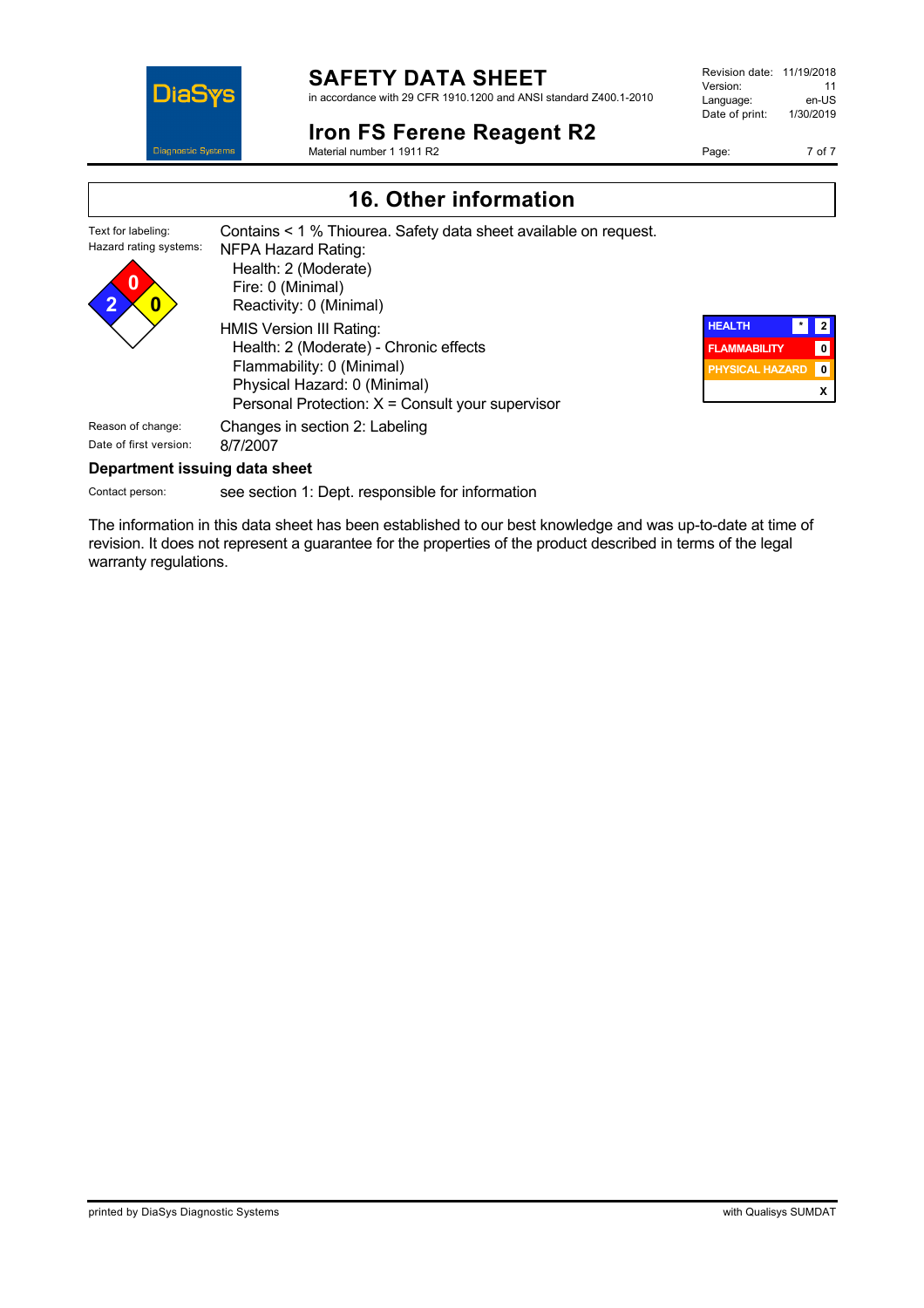## 16. Other information

Text for labeling: Contains < 1 % Thiourea. Safety data sheet available on request.

Hazard rating systems:

NFPA Hazard Rating:
- Health: 2 (Moderate)
- Fire: 0 (Minimal)
- Reactivity: 0 (Minimal)

HMIS Version III Rating:
- Health: 2 (Moderate) - Chronic effects
- Flammability: 0 (Minimal)
- Physical Hazard: 0 (Minimal)
- Personal Protection: X = Consult your supervisor

| | | |
|---|---|---|
| HEALTH | * | 2 |
| FLAMMABILITY | | 0 |
| PHYSICAL HAZARD | | 0 |
| | | X |

Reason of change: Changes in section 2: Labeling

Date of first version: 8/7/2007

### Department issuing data sheet

Contact person: see section 1: Dept. responsible for information

The information in this data sheet has been established to our best knowledge and was up-to-date at time of revision. It does not represent a guarantee for the properties of the product described in terms of the legal warranty regulations.